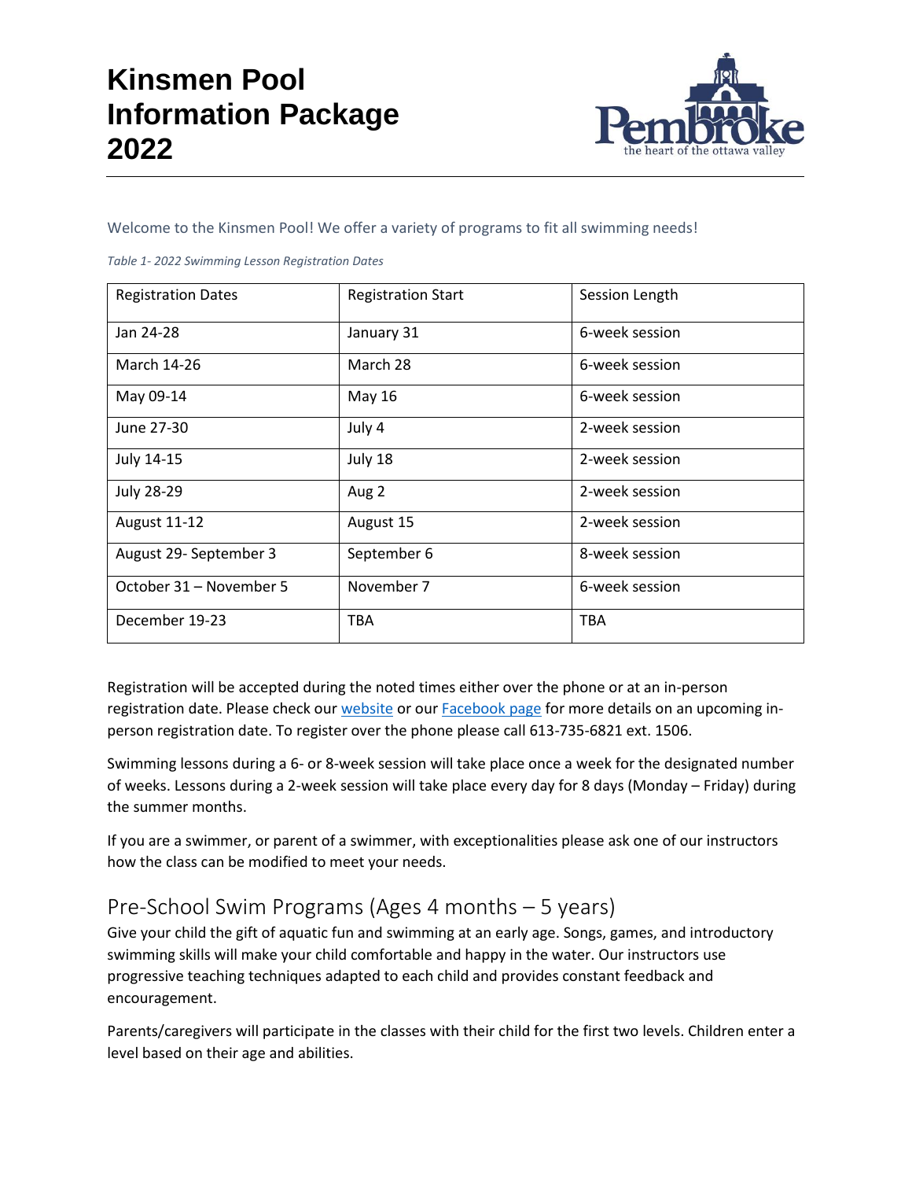# Kinsmen Pool Information Package 2022

Welcome to the Kinsmen Pool! We offer a variety of programs to fit all swimming needs!

*Table 1- 2022 Swimming Lesson Registration Dates*

| Registration Dates | Registration Start | Session Length |
|---|---|---|
| Jan 24-28 | January 31 | 6-week session |
| March 14-26 | March 28 | 6-week session |
| May 09-14 | May 16 | 6-week session |
| June 27-30 | July 4 | 2-week session |
| July 14-15 | July 18 | 2-week session |
| July 28-29 | Aug 2 | 2-week session |
| August 11-12 | August 15 | 2-week session |
| August 29- September 3 | September 6 | 8-week session |
| October 31 – November 5 | November 7 | 6-week session |
| December 19-23 | TBA | TBA |

Registration will be accepted during the noted times either over the phone or at an in-person registration date. Please check our website or our Facebook page for more details on an upcoming in-person registration date. To register over the phone please call 613-735-6821 ext. 1506.

Swimming lessons during a 6- or 8-week session will take place once a week for the designated number of weeks. Lessons during a 2-week session will take place every day for 8 days (Monday – Friday) during the summer months.

If you are a swimmer, or parent of a swimmer, with exceptionalities please ask one of our instructors how the class can be modified to meet your needs.

## Pre-School Swim Programs (Ages 4 months – 5 years)

Give your child the gift of aquatic fun and swimming at an early age. Songs, games, and introductory swimming skills will make your child comfortable and happy in the water. Our instructors use progressive teaching techniques adapted to each child and provides constant feedback and encouragement.

Parents/caregivers will participate in the classes with their child for the first two levels. Children enter a level based on their age and abilities.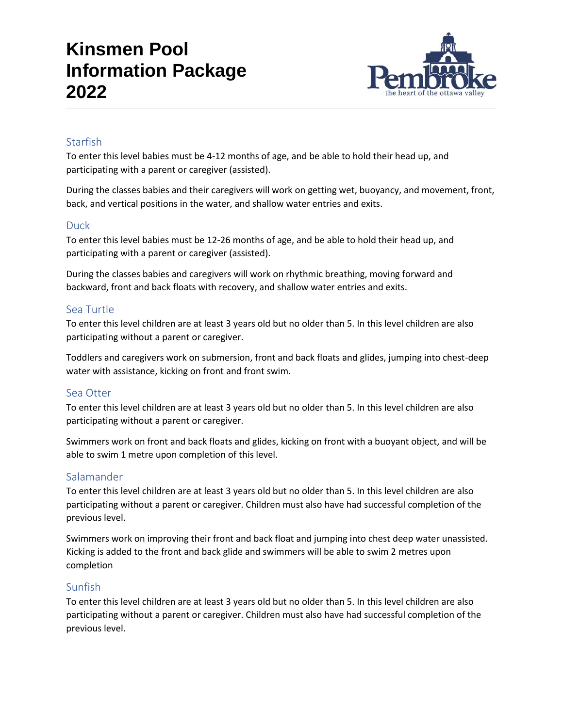# Kinsmen Pool Information Package 2022

## Starfish

To enter this level babies must be 4-12 months of age, and be able to hold their head up, and participating with a parent or caregiver (assisted).

During the classes babies and their caregivers will work on getting wet, buoyancy, and movement, front, back, and vertical positions in the water, and shallow water entries and exits.

## Duck

To enter this level babies must be 12-26 months of age, and be able to hold their head up, and participating with a parent or caregiver (assisted).

During the classes babies and caregivers will work on rhythmic breathing, moving forward and backward, front and back floats with recovery, and shallow water entries and exits.

## Sea Turtle

To enter this level children are at least 3 years old but no older than 5. In this level children are also participating without a parent or caregiver.

Toddlers and caregivers work on submersion, front and back floats and glides, jumping into chest-deep water with assistance, kicking on front and front swim.

## Sea Otter

To enter this level children are at least 3 years old but no older than 5. In this level children are also participating without a parent or caregiver.

Swimmers work on front and back floats and glides, kicking on front with a buoyant object, and will be able to swim 1 metre upon completion of this level.

## Salamander

To enter this level children are at least 3 years old but no older than 5. In this level children are also participating without a parent or caregiver. Children must also have had successful completion of the previous level.

Swimmers work on improving their front and back float and jumping into chest deep water unassisted. Kicking is added to the front and back glide and swimmers will be able to swim 2 metres upon completion

## Sunfish

To enter this level children are at least 3 years old but no older than 5. In this level children are also participating without a parent or caregiver. Children must also have had successful completion of the previous level.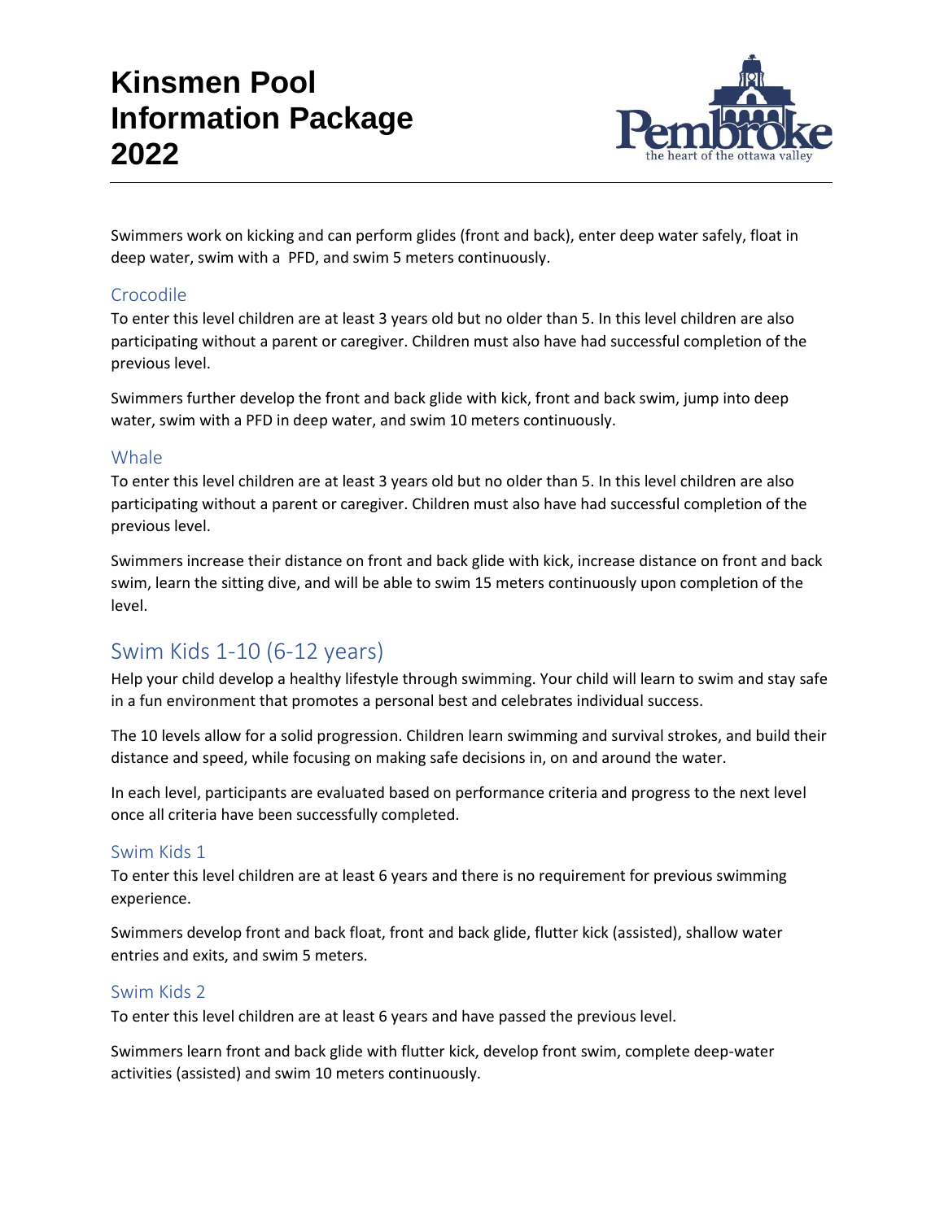Swimmers work on kicking and can perform glides (front and back), enter deep water safely, float in deep water, swim with a PFD, and swim 5 meters continuously.

### Crocodile

To enter this level children are at least 3 years old but no older than 5. In this level children are also participating without a parent or caregiver. Children must also have had successful completion of the previous level.

Swimmers further develop the front and back glide with kick, front and back swim, jump into deep water, swim with a PFD in deep water, and swim 10 meters continuously.

### Whale

To enter this level children are at least 3 years old but no older than 5. In this level children are also participating without a parent or caregiver. Children must also have had successful completion of the previous level.

Swimmers increase their distance on front and back glide with kick, increase distance on front and back swim, learn the sitting dive, and will be able to swim 15 meters continuously upon completion of the level.

## Swim Kids 1-10 (6-12 years)

Help your child develop a healthy lifestyle through swimming. Your child will learn to swim and stay safe in a fun environment that promotes a personal best and celebrates individual success.

The 10 levels allow for a solid progression. Children learn swimming and survival strokes, and build their distance and speed, while focusing on making safe decisions in, on and around the water.

In each level, participants are evaluated based on performance criteria and progress to the next level once all criteria have been successfully completed.

### Swim Kids 1

To enter this level children are at least 6 years and there is no requirement for previous swimming experience.

Swimmers develop front and back float, front and back glide, flutter kick (assisted), shallow water entries and exits, and swim 5 meters.

### Swim Kids 2

To enter this level children are at least 6 years and have passed the previous level.

Swimmers learn front and back glide with flutter kick, develop front swim, complete deep-water activities (assisted) and swim 10 meters continuously.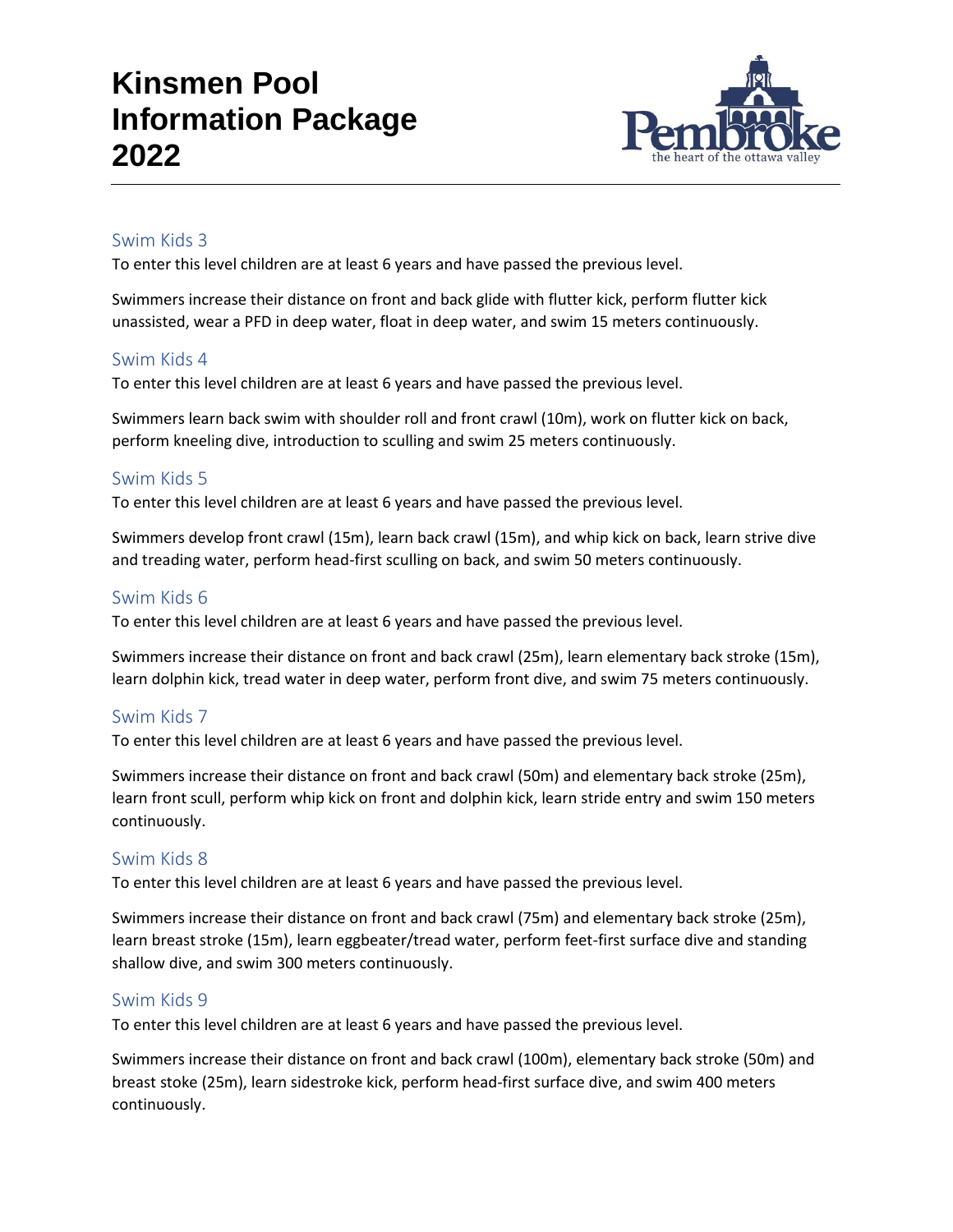## Swim Kids 3

To enter this level children are at least 6 years and have passed the previous level.

Swimmers increase their distance on front and back glide with flutter kick, perform flutter kick unassisted, wear a PFD in deep water, float in deep water, and swim 15 meters continuously.

## Swim Kids 4

To enter this level children are at least 6 years and have passed the previous level.

Swimmers learn back swim with shoulder roll and front crawl (10m), work on flutter kick on back, perform kneeling dive, introduction to sculling and swim 25 meters continuously.

## Swim Kids 5

To enter this level children are at least 6 years and have passed the previous level.

Swimmers develop front crawl (15m), learn back crawl (15m), and whip kick on back, learn strive dive and treading water, perform head-first sculling on back, and swim 50 meters continuously.

## Swim Kids 6

To enter this level children are at least 6 years and have passed the previous level.

Swimmers increase their distance on front and back crawl (25m), learn elementary back stroke (15m), learn dolphin kick, tread water in deep water, perform front dive, and swim 75 meters continuously.

## Swim Kids 7

To enter this level children are at least 6 years and have passed the previous level.

Swimmers increase their distance on front and back crawl (50m) and elementary back stroke (25m), learn front scull, perform whip kick on front and dolphin kick, learn stride entry and swim 150 meters continuously.

## Swim Kids 8

To enter this level children are at least 6 years and have passed the previous level.

Swimmers increase their distance on front and back crawl (75m) and elementary back stroke (25m), learn breast stroke (15m), learn eggbeater/tread water, perform feet-first surface dive and standing shallow dive, and swim 300 meters continuously.

## Swim Kids 9

To enter this level children are at least 6 years and have passed the previous level.

Swimmers increase their distance on front and back crawl (100m), elementary back stroke (50m) and breast stoke (25m), learn sidestroke kick, perform head-first surface dive, and swim 400 meters continuously.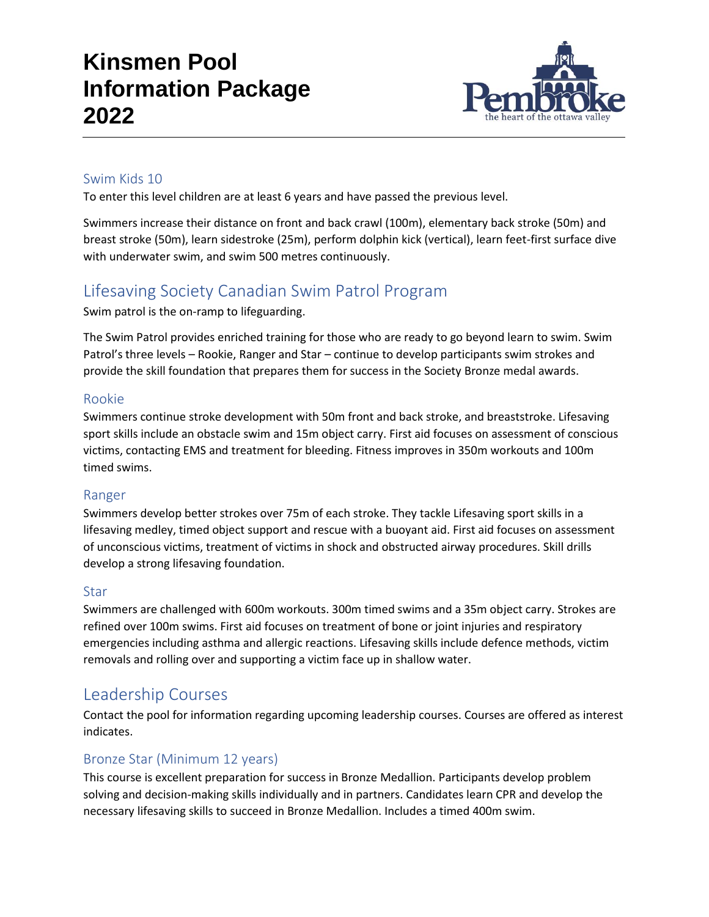### Swim Kids 10

To enter this level children are at least 6 years and have passed the previous level.

Swimmers increase their distance on front and back crawl (100m), elementary back stroke (50m) and breast stroke (50m), learn sidestroke (25m), perform dolphin kick (vertical), learn feet-first surface dive with underwater swim, and swim 500 metres continuously.

## Lifesaving Society Canadian Swim Patrol Program

Swim patrol is the on-ramp to lifeguarding.

The Swim Patrol provides enriched training for those who are ready to go beyond learn to swim. Swim Patrol's three levels – Rookie, Ranger and Star – continue to develop participants swim strokes and provide the skill foundation that prepares them for success in the Society Bronze medal awards.

### Rookie

Swimmers continue stroke development with 50m front and back stroke, and breaststroke. Lifesaving sport skills include an obstacle swim and 15m object carry. First aid focuses on assessment of conscious victims, contacting EMS and treatment for bleeding. Fitness improves in 350m workouts and 100m timed swims.

### Ranger

Swimmers develop better strokes over 75m of each stroke. They tackle Lifesaving sport skills in a lifesaving medley, timed object support and rescue with a buoyant aid. First aid focuses on assessment of unconscious victims, treatment of victims in shock and obstructed airway procedures. Skill drills develop a strong lifesaving foundation.

### Star

Swimmers are challenged with 600m workouts. 300m timed swims and a 35m object carry. Strokes are refined over 100m swims. First aid focuses on treatment of bone or joint injuries and respiratory emergencies including asthma and allergic reactions. Lifesaving skills include defence methods, victim removals and rolling over and supporting a victim face up in shallow water.

## Leadership Courses

Contact the pool for information regarding upcoming leadership courses. Courses are offered as interest indicates.

### Bronze Star (Minimum 12 years)

This course is excellent preparation for success in Bronze Medallion. Participants develop problem solving and decision-making skills individually and in partners. Candidates learn CPR and develop the necessary lifesaving skills to succeed in Bronze Medallion. Includes a timed 400m swim.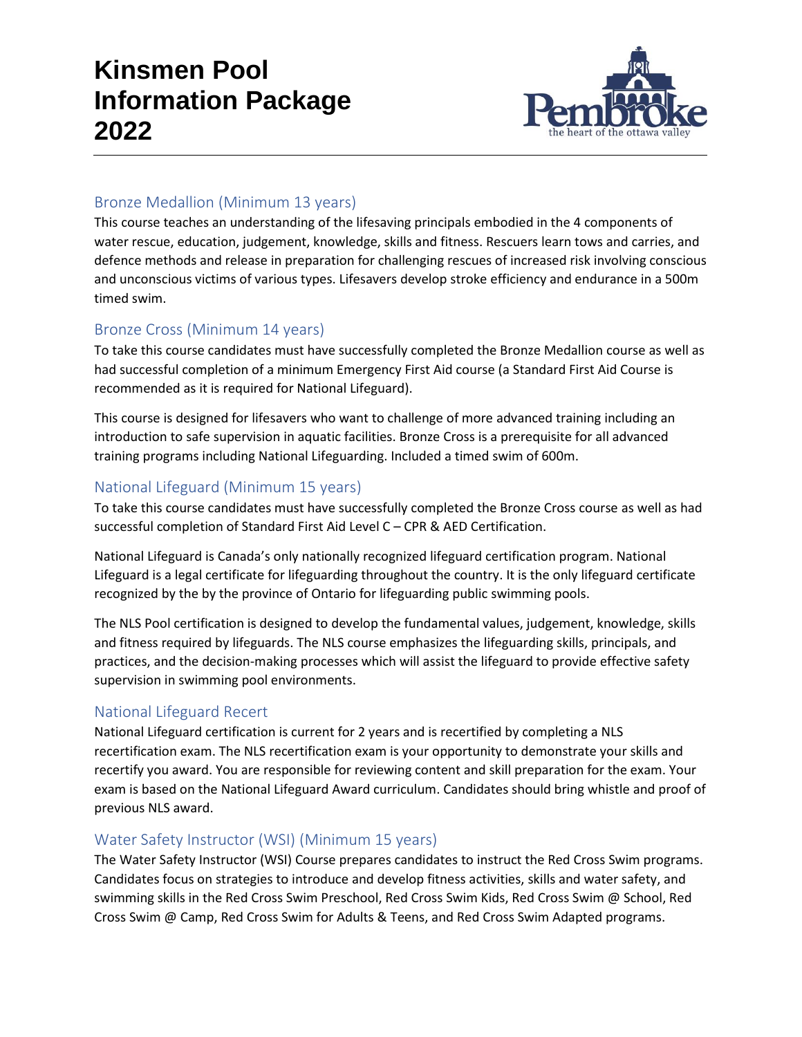## Bronze Medallion (Minimum 13 years)

This course teaches an understanding of the lifesaving principals embodied in the 4 components of water rescue, education, judgement, knowledge, skills and fitness. Rescuers learn tows and carries, and defence methods and release in preparation for challenging rescues of increased risk involving conscious and unconscious victims of various types. Lifesavers develop stroke efficiency and endurance in a 500m timed swim.

## Bronze Cross (Minimum 14 years)

To take this course candidates must have successfully completed the Bronze Medallion course as well as had successful completion of a minimum Emergency First Aid course (a Standard First Aid Course is recommended as it is required for National Lifeguard).

This course is designed for lifesavers who want to challenge of more advanced training including an introduction to safe supervision in aquatic facilities. Bronze Cross is a prerequisite for all advanced training programs including National Lifeguarding. Included a timed swim of 600m.

## National Lifeguard (Minimum 15 years)

To take this course candidates must have successfully completed the Bronze Cross course as well as had successful completion of Standard First Aid Level C – CPR & AED Certification.

National Lifeguard is Canada's only nationally recognized lifeguard certification program. National Lifeguard is a legal certificate for lifeguarding throughout the country. It is the only lifeguard certificate recognized by the by the province of Ontario for lifeguarding public swimming pools.

The NLS Pool certification is designed to develop the fundamental values, judgement, knowledge, skills and fitness required by lifeguards. The NLS course emphasizes the lifeguarding skills, principals, and practices, and the decision-making processes which will assist the lifeguard to provide effective safety supervision in swimming pool environments.

## National Lifeguard Recert

National Lifeguard certification is current for 2 years and is recertified by completing a NLS recertification exam. The NLS recertification exam is your opportunity to demonstrate your skills and recertify you award. You are responsible for reviewing content and skill preparation for the exam. Your exam is based on the National Lifeguard Award curriculum. Candidates should bring whistle and proof of previous NLS award.

## Water Safety Instructor (WSI) (Minimum 15 years)

The Water Safety Instructor (WSI) Course prepares candidates to instruct the Red Cross Swim programs. Candidates focus on strategies to introduce and develop fitness activities, skills and water safety, and swimming skills in the Red Cross Swim Preschool, Red Cross Swim Kids, Red Cross Swim @ School, Red Cross Swim @ Camp, Red Cross Swim for Adults & Teens, and Red Cross Swim Adapted programs.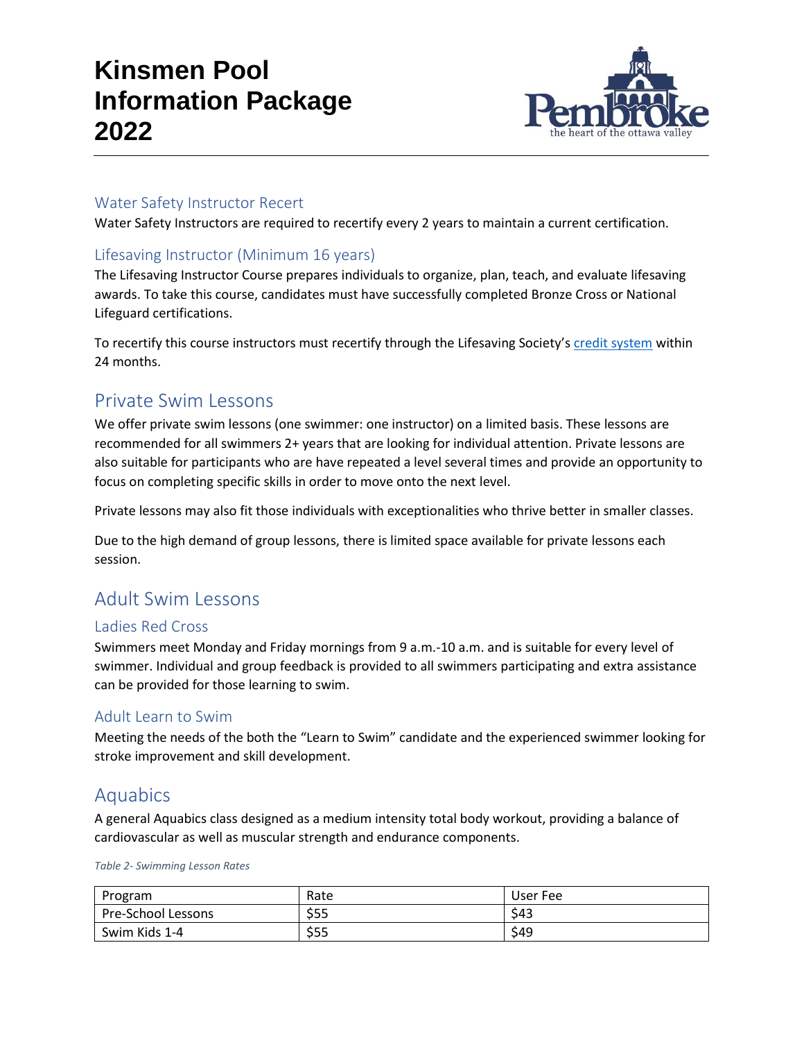### Water Safety Instructor Recert

Water Safety Instructors are required to recertify every 2 years to maintain a current certification.

### Lifesaving Instructor (Minimum 16 years)

The Lifesaving Instructor Course prepares individuals to organize, plan, teach, and evaluate lifesaving awards. To take this course, candidates must have successfully completed Bronze Cross or National Lifeguard certifications.

To recertify this course instructors must recertify through the Lifesaving Society's credit system within 24 months.

## Private Swim Lessons

We offer private swim lessons (one swimmer: one instructor) on a limited basis. These lessons are recommended for all swimmers 2+ years that are looking for individual attention. Private lessons are also suitable for participants who are have repeated a level several times and provide an opportunity to focus on completing specific skills in order to move onto the next level.

Private lessons may also fit those individuals with exceptionalities who thrive better in smaller classes.

Due to the high demand of group lessons, there is limited space available for private lessons each session.

## Adult Swim Lessons

### Ladies Red Cross

Swimmers meet Monday and Friday mornings from 9 a.m.-10 a.m. and is suitable for every level of swimmer. Individual and group feedback is provided to all swimmers participating and extra assistance can be provided for those learning to swim.

### Adult Learn to Swim

Meeting the needs of the both the "Learn to Swim" candidate and the experienced swimmer looking for stroke improvement and skill development.

## Aquabics

A general Aquabics class designed as a medium intensity total body workout, providing a balance of cardiovascular as well as muscular strength and endurance components.

*Table 2- Swimming Lesson Rates*

| Program | Rate | User Fee |
|---|---|---|
| Pre-School Lessons | $55 | $43 |
| Swim Kids 1-4 | $55 | $49 |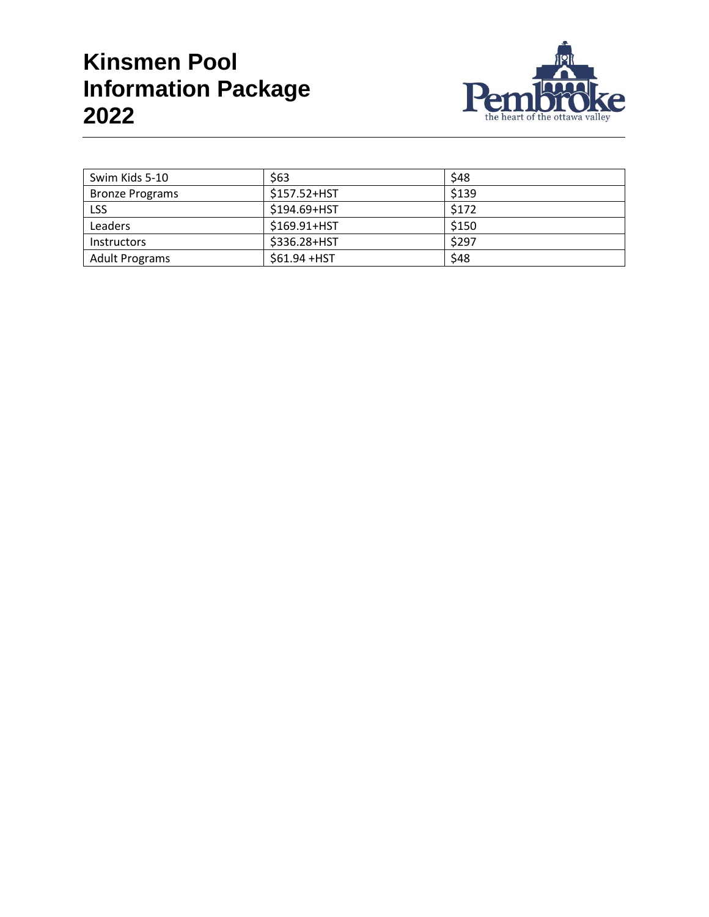| | | |
|---|---|---|
| Swim Kids 5-10 | $63 | $48 |
| Bronze Programs | $157.52+HST | $139 |
| LSS | $194.69+HST | $172 |
| Leaders | $169.91+HST | $150 |
| Instructors | $336.28+HST | $297 |
| Adult Programs | $61.94 +HST | $48 |